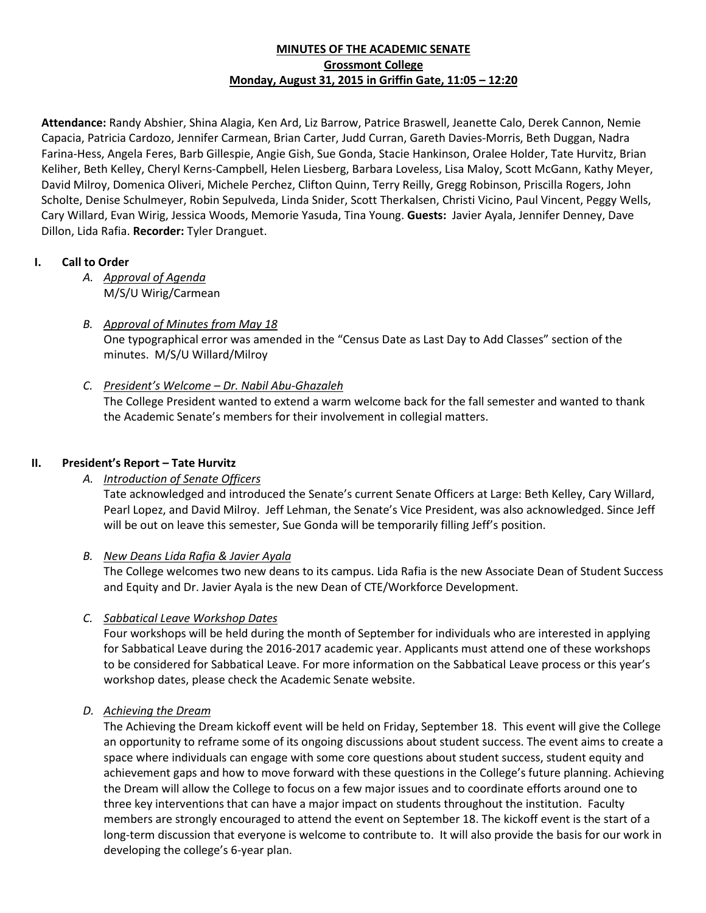# MINUTES OF THE ACADEMIC SENATE
## Grossmont College
### Monday, August 31, 2015 in Griffin Gate, 11:05 – 12:20

**Attendance:** Randy Abshier, Shina Alagia, Ken Ard, Liz Barrow, Patrice Braswell, Jeanette Calo, Derek Cannon, Nemie Capacia, Patricia Cardozo, Jennifer Carmean, Brian Carter, Judd Curran, Gareth Davies-Morris, Beth Duggan, Nadra Farina-Hess, Angela Feres, Barb Gillespie, Angie Gish, Sue Gonda, Stacie Hankinson, Oralee Holder, Tate Hurvitz, Brian Keliher, Beth Kelley, Cheryl Kerns-Campbell, Helen Liesberg, Barbara Loveless, Lisa Maloy, Scott McGann, Kathy Meyer, David Milroy, Domenica Oliveri, Michele Perchez, Clifton Quinn, Terry Reilly, Gregg Robinson, Priscilla Rogers, John Scholte, Denise Schulmeyer, Robin Sepulveda, Linda Snider, Scott Therkalsen, Christi Vicino, Paul Vincent, Peggy Wells, Cary Willard, Evan Wirig, Jessica Woods, Memorie Yasuda, Tina Young. **Guests:** Javier Ayala, Jennifer Denney, Dave Dillon, Lida Rafia. **Recorder:** Tyler Dranguet.

## I. Call to Order

A. Approval of Agenda

M/S/U Wirig/Carmean

B. Approval of Minutes from May 18

One typographical error was amended in the "Census Date as Last Day to Add Classes" section of the minutes. M/S/U Willard/Milroy

C. President's Welcome – Dr. Nabil Abu-Ghazaleh

The College President wanted to extend a warm welcome back for the fall semester and wanted to thank the Academic Senate's members for their involvement in collegial matters.

## II. President's Report – Tate Hurvitz

A. Introduction of Senate Officers

Tate acknowledged and introduced the Senate's current Senate Officers at Large: Beth Kelley, Cary Willard, Pearl Lopez, and David Milroy. Jeff Lehman, the Senate's Vice President, was also acknowledged. Since Jeff will be out on leave this semester, Sue Gonda will be temporarily filling Jeff's position.

B. New Deans Lida Rafia & Javier Ayala

The College welcomes two new deans to its campus. Lida Rafia is the new Associate Dean of Student Success and Equity and Dr. Javier Ayala is the new Dean of CTE/Workforce Development.

C. Sabbatical Leave Workshop Dates

Four workshops will be held during the month of September for individuals who are interested in applying for Sabbatical Leave during the 2016-2017 academic year. Applicants must attend one of these workshops to be considered for Sabbatical Leave. For more information on the Sabbatical Leave process or this year's workshop dates, please check the Academic Senate website.

D. Achieving the Dream

The Achieving the Dream kickoff event will be held on Friday, September 18. This event will give the College an opportunity to reframe some of its ongoing discussions about student success. The event aims to create a space where individuals can engage with some core questions about student success, student equity and achievement gaps and how to move forward with these questions in the College's future planning. Achieving the Dream will allow the College to focus on a few major issues and to coordinate efforts around one to three key interventions that can have a major impact on students throughout the institution. Faculty members are strongly encouraged to attend the event on September 18. The kickoff event is the start of a long-term discussion that everyone is welcome to contribute to. It will also provide the basis for our work in developing the college's 6-year plan.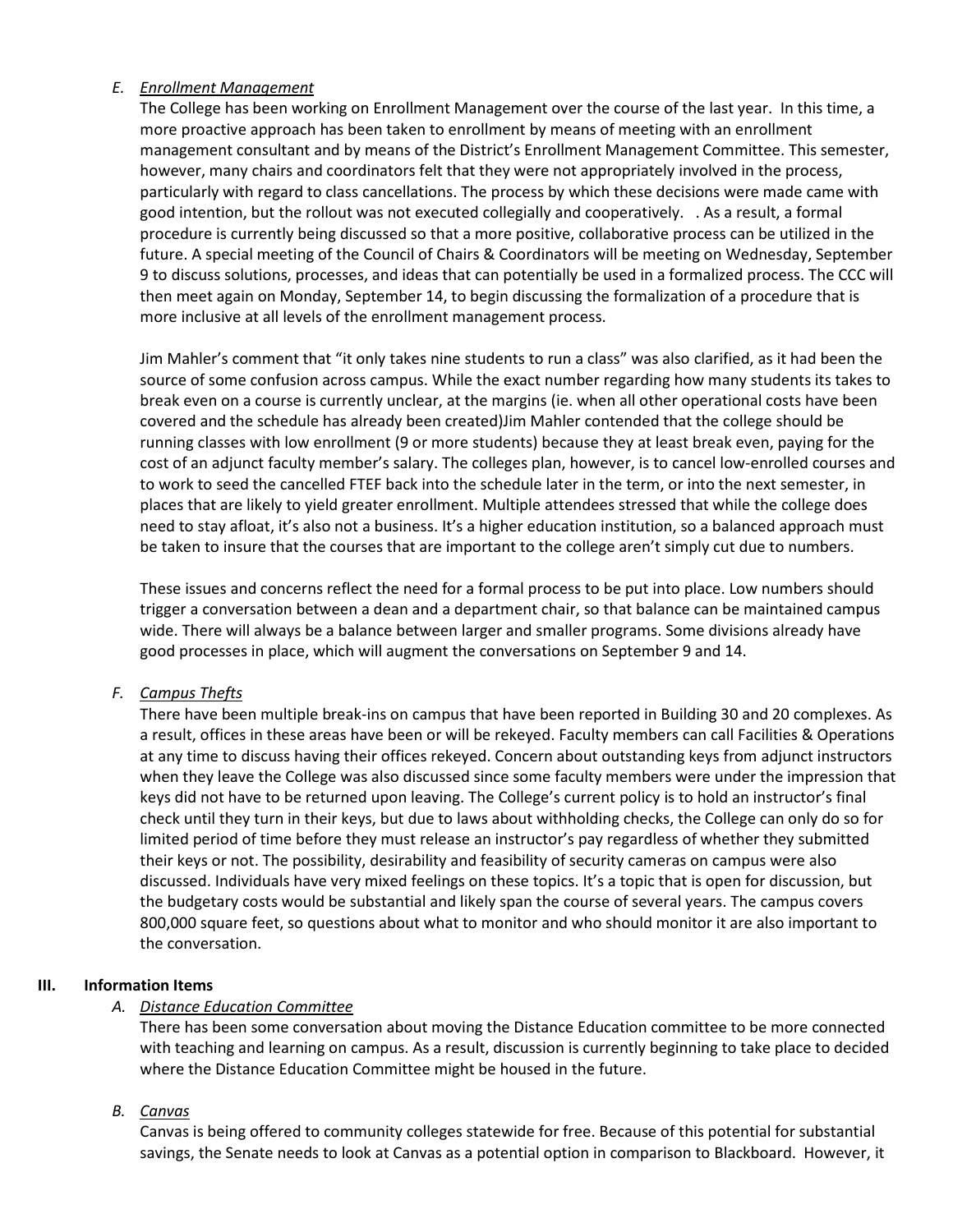*E. Enrollment Management*

The College has been working on Enrollment Management over the course of the last year. In this time, a more proactive approach has been taken to enrollment by means of meeting with an enrollment management consultant and by means of the District's Enrollment Management Committee. This semester, however, many chairs and coordinators felt that they were not appropriately involved in the process, particularly with regard to class cancellations. The process by which these decisions were made came with good intention, but the rollout was not executed collegially and cooperatively. . As a result, a formal procedure is currently being discussed so that a more positive, collaborative process can be utilized in the future. A special meeting of the Council of Chairs & Coordinators will be meeting on Wednesday, September 9 to discuss solutions, processes, and ideas that can potentially be used in a formalized process. The CCC will then meet again on Monday, September 14, to begin discussing the formalization of a procedure that is more inclusive at all levels of the enrollment management process.

Jim Mahler's comment that "it only takes nine students to run a class" was also clarified, as it had been the source of some confusion across campus. While the exact number regarding how many students its takes to break even on a course is currently unclear, at the margins (ie. when all other operational costs have been covered and the schedule has already been created)Jim Mahler contended that the college should be running classes with low enrollment (9 or more students) because they at least break even, paying for the cost of an adjunct faculty member's salary. The colleges plan, however, is to cancel low-enrolled courses and to work to seed the cancelled FTEF back into the schedule later in the term, or into the next semester, in places that are likely to yield greater enrollment. Multiple attendees stressed that while the college does need to stay afloat, it's also not a business. It's a higher education institution, so a balanced approach must be taken to insure that the courses that are important to the college aren't simply cut due to numbers.

These issues and concerns reflect the need for a formal process to be put into place. Low numbers should trigger a conversation between a dean and a department chair, so that balance can be maintained campus wide. There will always be a balance between larger and smaller programs. Some divisions already have good processes in place, which will augment the conversations on September 9 and 14.

*F. Campus Thefts*

There have been multiple break-ins on campus that have been reported in Building 30 and 20 complexes. As a result, offices in these areas have been or will be rekeyed. Faculty members can call Facilities & Operations at any time to discuss having their offices rekeyed. Concern about outstanding keys from adjunct instructors when they leave the College was also discussed since some faculty members were under the impression that keys did not have to be returned upon leaving. The College's current policy is to hold an instructor's final check until they turn in their keys, but due to laws about withholding checks, the College can only do so for limited period of time before they must release an instructor's pay regardless of whether they submitted their keys or not. The possibility, desirability and feasibility of security cameras on campus were also discussed. Individuals have very mixed feelings on these topics. It's a topic that is open for discussion, but the budgetary costs would be substantial and likely span the course of several years. The campus covers 800,000 square feet, so questions about what to monitor and who should monitor it are also important to the conversation.

## III. Information Items

*A. Distance Education Committee*

There has been some conversation about moving the Distance Education committee to be more connected with teaching and learning on campus. As a result, discussion is currently beginning to take place to decided where the Distance Education Committee might be housed in the future.

*B. Canvas*

Canvas is being offered to community colleges statewide for free. Because of this potential for substantial savings, the Senate needs to look at Canvas as a potential option in comparison to Blackboard. However, it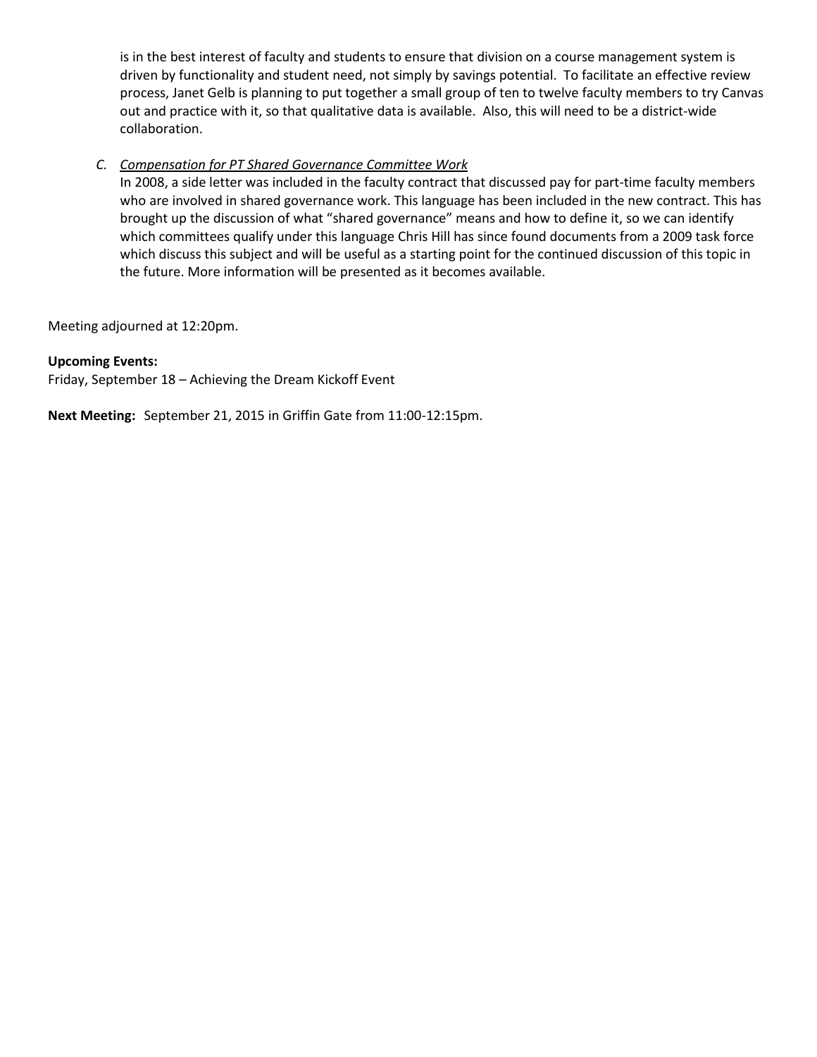is in the best interest of faculty and students to ensure that division on a course management system is driven by functionality and student need, not simply by savings potential. To facilitate an effective review process, Janet Gelb is planning to put together a small group of ten to twelve faculty members to try Canvas out and practice with it, so that qualitative data is available. Also, this will need to be a district-wide collaboration.

C. *Compensation for PT Shared Governance Committee Work*

In 2008, a side letter was included in the faculty contract that discussed pay for part-time faculty members who are involved in shared governance work. This language has been included in the new contract. This has brought up the discussion of what "shared governance" means and how to define it, so we can identify which committees qualify under this language Chris Hill has since found documents from a 2009 task force which discuss this subject and will be useful as a starting point for the continued discussion of this topic in the future. More information will be presented as it becomes available.

Meeting adjourned at 12:20pm.

**Upcoming Events:**
Friday, September 18 – Achieving the Dream Kickoff Event

**Next Meeting:** September 21, 2015 in Griffin Gate from 11:00-12:15pm.